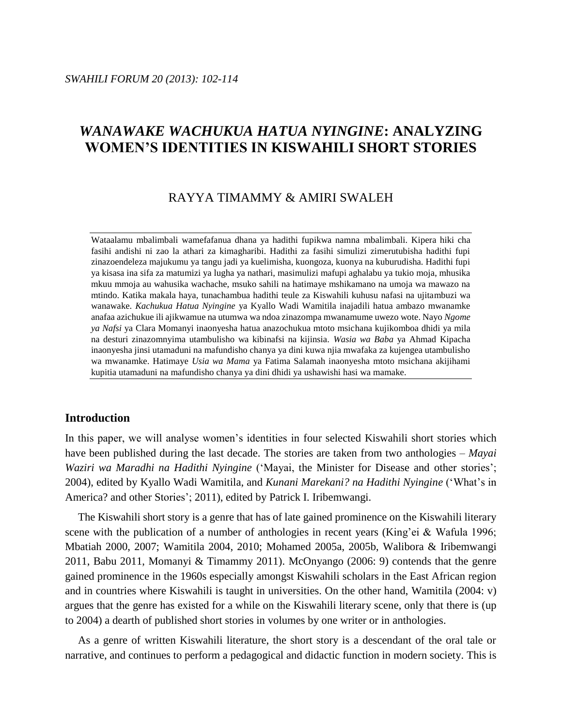*SWAHILI FORUM 20 (2013): 102-114*

# *WANAWAKE WACHUKUA HATUA NYINGINE*: ANALYZING WOMEN'S IDENTITIES IN KISWAHILI SHORT STORIES

RAYYA TIMAMMY & AMIRI SWALEH

Wataalamu mbalimbali wamefafanua dhana ya hadithi fupikwa namna mbalimbali. Kipera hiki cha fasihi andishi ni zao la athari za kimagharibi. Hadithi za fasihi simulizi zimerutubisha hadithi fupi zinazoendeleza majukumu ya tangu jadi ya kuelimisha, kuongoza, kuonya na kuburudisha. Hadithi fupi ya kisasa ina sifa za matumizi ya lugha ya nathari, masimulizi mafupi aghalabu ya tukio moja, mhusika mkuu mmoja au wahusika wachache, msuko sahili na hatimaye mshikamano na umoja wa mawazo na mtindo. Katika makala haya, tunachambua hadithi teule za Kiswahili kuhusu nafasi na ujitambuzi wa wanawake. *Kachukua Hatua Nyingine* ya Kyallo Wadi Wamitila inajadili hatua ambazo mwanamke anafaa azichukue ili ajikwamue na utumwa wa ndoa zinazompa mwanamume uwezo wote. Nayo *Ngome ya Nafsi* ya Clara Momanyi inaonyesha hatua anazochukua mtoto msichana kujikomboa dhidi ya mila na desturi zinazomnyima utambulisho wa kibinafsi na kijinsia. *Wasia wa Baba* ya Ahmad Kipacha inaonyesha jinsi utamaduni na mafundisho chanya ya dini kuwa njia mwafaka za kujengea utambulisho wa mwanamke. Hatimaye *Usia wa Mama* ya Fatima Salamah inaonyesha mtoto msichana akijihami kupitia utamaduni na mafundisho chanya ya dini dhidi ya ushawishi hasi wa mamake.

## Introduction

In this paper, we will analyse women's identities in four selected Kiswahili short stories which have been published during the last decade. The stories are taken from two anthologies – *Mayai Waziri wa Maradhi na Hadithi Nyingine* ('Mayai, the Minister for Disease and other stories'; 2004), edited by Kyallo Wadi Wamitila, and *Kunani Marekani? na Hadithi Nyingine* ('What's in America? and other Stories'; 2011), edited by Patrick I. Iribemwangi.

The Kiswahili short story is a genre that has of late gained prominence on the Kiswahili literary scene with the publication of a number of anthologies in recent years (King'ei & Wafula 1996; Mbatiah 2000, 2007; Wamitila 2004, 2010; Mohamed 2005a, 2005b, Walibora & Iribemwangi 2011, Babu 2011, Momanyi & Timammy 2011). McOnyango (2006: 9) contends that the genre gained prominence in the 1960s especially amongst Kiswahili scholars in the East African region and in countries where Kiswahili is taught in universities. On the other hand, Wamitila (2004: v) argues that the genre has existed for a while on the Kiswahili literary scene, only that there is (up to 2004) a dearth of published short stories in volumes by one writer or in anthologies.

As a genre of written Kiswahili literature, the short story is a descendant of the oral tale or narrative, and continues to perform a pedagogical and didactic function in modern society. This is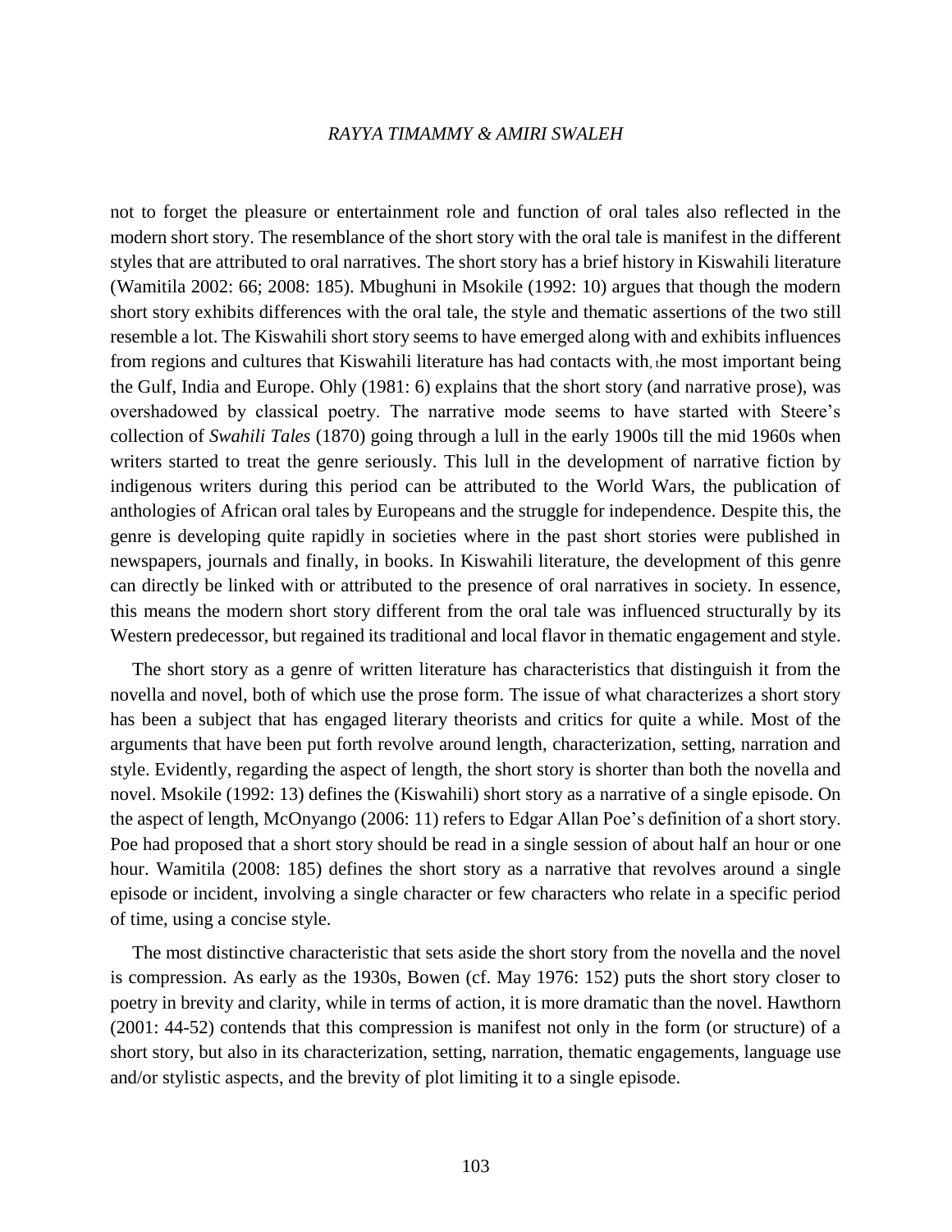not to forget the pleasure or entertainment role and function of oral tales also reflected in the modern short story. The resemblance of the short story with the oral tale is manifest in the different styles that are attributed to oral narratives. The short story has a brief history in Kiswahili literature (Wamitila 2002: 66; 2008: 185). Mbughuni in Msokile (1992: 10) argues that though the modern short story exhibits differences with the oral tale, the style and thematic assertions of the two still resemble a lot. The Kiswahili short story seems to have emerged along with and exhibits influences from regions and cultures that Kiswahili literature has had contacts with, the most important being the Gulf, India and Europe. Ohly (1981: 6) explains that the short story (and narrative prose), was overshadowed by classical poetry. The narrative mode seems to have started with Steere's collection of *Swahili Tales* (1870) going through a lull in the early 1900s till the mid 1960s when writers started to treat the genre seriously. This lull in the development of narrative fiction by indigenous writers during this period can be attributed to the World Wars, the publication of anthologies of African oral tales by Europeans and the struggle for independence. Despite this, the genre is developing quite rapidly in societies where in the past short stories were published in newspapers, journals and finally, in books. In Kiswahili literature, the development of this genre can directly be linked with or attributed to the presence of oral narratives in society. In essence, this means the modern short story different from the oral tale was influenced structurally by its Western predecessor, but regained its traditional and local flavor in thematic engagement and style.

The short story as a genre of written literature has characteristics that distinguish it from the novella and novel, both of which use the prose form. The issue of what characterizes a short story has been a subject that has engaged literary theorists and critics for quite a while. Most of the arguments that have been put forth revolve around length, characterization, setting, narration and style. Evidently, regarding the aspect of length, the short story is shorter than both the novella and novel. Msokile (1992: 13) defines the (Kiswahili) short story as a narrative of a single episode. On the aspect of length, McOnyango (2006: 11) refers to Edgar Allan Poe's definition of a short story. Poe had proposed that a short story should be read in a single session of about half an hour or one hour. Wamitila (2008: 185) defines the short story as a narrative that revolves around a single episode or incident, involving a single character or few characters who relate in a specific period of time, using a concise style.

The most distinctive characteristic that sets aside the short story from the novella and the novel is compression. As early as the 1930s, Bowen (cf. May 1976: 152) puts the short story closer to poetry in brevity and clarity, while in terms of action, it is more dramatic than the novel. Hawthorn (2001: 44-52) contends that this compression is manifest not only in the form (or structure) of a short story, but also in its characterization, setting, narration, thematic engagements, language use and/or stylistic aspects, and the brevity of plot limiting it to a single episode.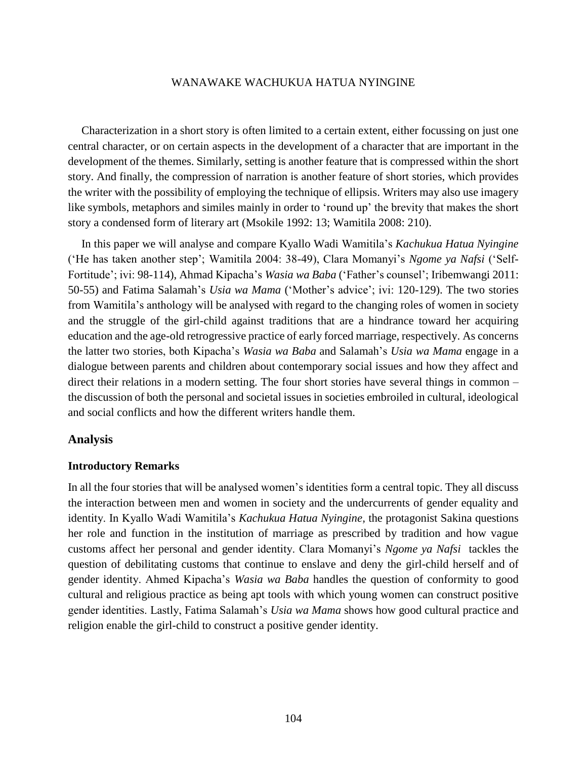Characterization in a short story is often limited to a certain extent, either focussing on just one central character, or on certain aspects in the development of a character that are important in the development of the themes. Similarly, setting is another feature that is compressed within the short story. And finally, the compression of narration is another feature of short stories, which provides the writer with the possibility of employing the technique of ellipsis. Writers may also use imagery like symbols, metaphors and similes mainly in order to 'round up' the brevity that makes the short story a condensed form of literary art (Msokile 1992: 13; Wamitila 2008: 210).

In this paper we will analyse and compare Kyallo Wadi Wamitila's *Kachukua Hatua Nyingine* ('He has taken another step'; Wamitila 2004: 38-49), Clara Momanyi's *Ngome ya Nafsi* ('Self-Fortitude'; ivi: 98-114), Ahmad Kipacha's *Wasia wa Baba* ('Father's counsel'; Iribemwangi 2011: 50-55) and Fatima Salamah's *Usia wa Mama* ('Mother's advice'; ivi: 120-129). The two stories from Wamitila's anthology will be analysed with regard to the changing roles of women in society and the struggle of the girl-child against traditions that are a hindrance toward her acquiring education and the age-old retrogressive practice of early forced marriage, respectively. As concerns the latter two stories, both Kipacha's *Wasia wa Baba* and Salamah's *Usia wa Mama* engage in a dialogue between parents and children about contemporary social issues and how they affect and direct their relations in a modern setting. The four short stories have several things in common – the discussion of both the personal and societal issues in societies embroiled in cultural, ideological and social conflicts and how the different writers handle them.

## Analysis

### Introductory Remarks

In all the four stories that will be analysed women's identities form a central topic. They all discuss the interaction between men and women in society and the undercurrents of gender equality and identity. In Kyallo Wadi Wamitila's *Kachukua Hatua Nyingine,* the protagonist Sakina questions her role and function in the institution of marriage as prescribed by tradition and how vague customs affect her personal and gender identity. Clara Momanyi's *Ngome ya Nafsi* tackles the question of debilitating customs that continue to enslave and deny the girl-child herself and of gender identity. Ahmed Kipacha's *Wasia wa Baba* handles the question of conformity to good cultural and religious practice as being apt tools with which young women can construct positive gender identities. Lastly, Fatima Salamah's *Usia wa Mama* shows how good cultural practice and religion enable the girl-child to construct a positive gender identity.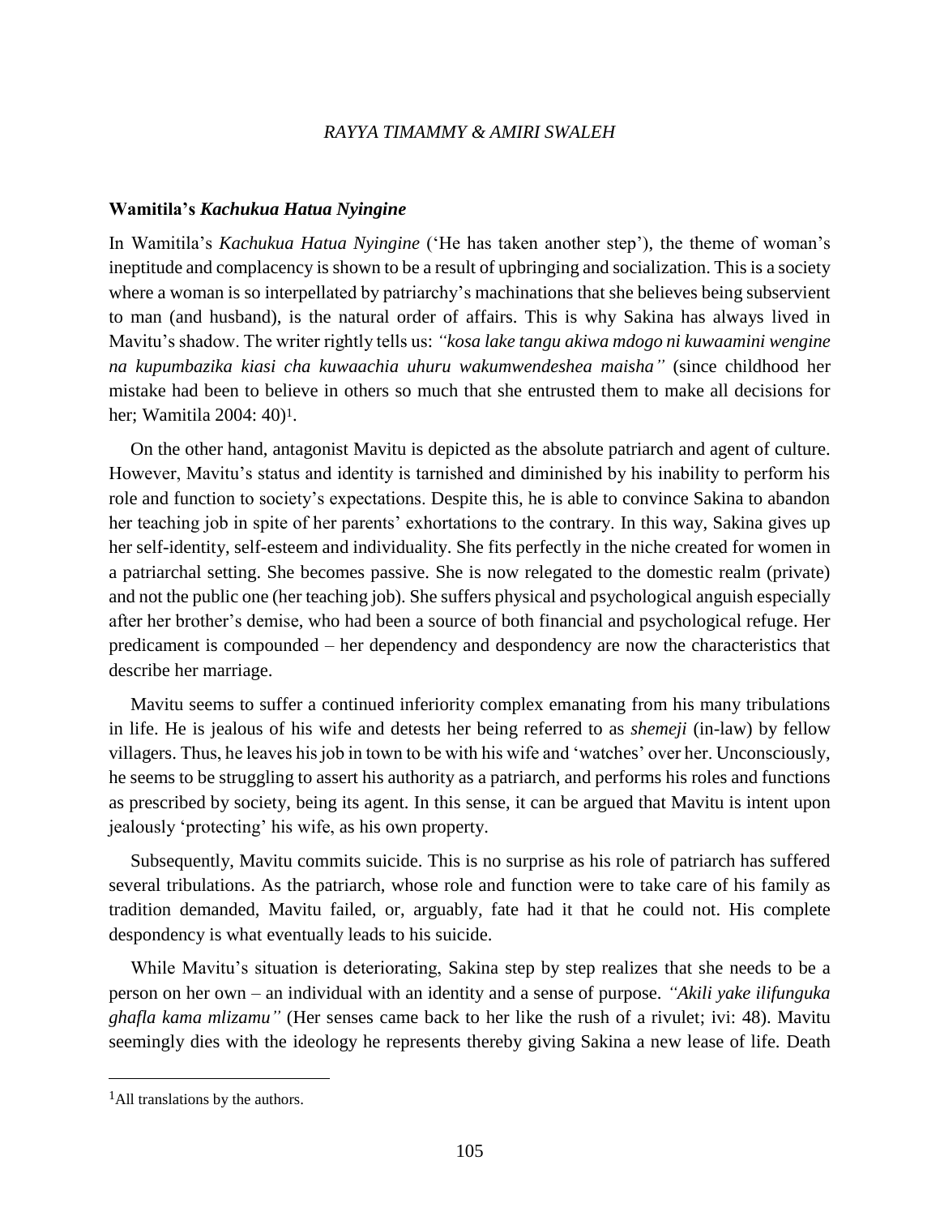### Wamitila's *Kachukua Hatua Nyingine*

In Wamitila's *Kachukua Hatua Nyingine* ('He has taken another step'), the theme of woman's ineptitude and complacency is shown to be a result of upbringing and socialization. This is a society where a woman is so interpellated by patriarchy's machinations that she believes being subservient to man (and husband), is the natural order of affairs. This is why Sakina has always lived in Mavitu's shadow. The writer rightly tells us: *"kosa lake tangu akiwa mdogo ni kuwaamini wengine na kupumbazika kiasi cha kuwaachia uhuru wakumwendeshea maisha"* (since childhood her mistake had been to believe in others so much that she entrusted them to make all decisions for her; Wamitila 2004: 40)[1].

On the other hand, antagonist Mavitu is depicted as the absolute patriarch and agent of culture. However, Mavitu's status and identity is tarnished and diminished by his inability to perform his role and function to society's expectations. Despite this, he is able to convince Sakina to abandon her teaching job in spite of her parents' exhortations to the contrary. In this way, Sakina gives up her self-identity, self-esteem and individuality. She fits perfectly in the niche created for women in a patriarchal setting. She becomes passive. She is now relegated to the domestic realm (private) and not the public one (her teaching job). She suffers physical and psychological anguish especially after her brother's demise, who had been a source of both financial and psychological refuge. Her predicament is compounded – her dependency and despondency are now the characteristics that describe her marriage.

Mavitu seems to suffer a continued inferiority complex emanating from his many tribulations in life. He is jealous of his wife and detests her being referred to as *shemeji* (in-law) by fellow villagers. Thus, he leaves his job in town to be with his wife and 'watches' over her. Unconsciously, he seems to be struggling to assert his authority as a patriarch, and performs his roles and functions as prescribed by society, being its agent. In this sense, it can be argued that Mavitu is intent upon jealously 'protecting' his wife, as his own property.

Subsequently, Mavitu commits suicide. This is no surprise as his role of patriarch has suffered several tribulations. As the patriarch, whose role and function were to take care of his family as tradition demanded, Mavitu failed, or, arguably, fate had it that he could not. His complete despondency is what eventually leads to his suicide.

While Mavitu's situation is deteriorating, Sakina step by step realizes that she needs to be a person on her own – an individual with an identity and a sense of purpose. *"Akili yake ilifunguka ghafla kama mlizamu"* (Her senses came back to her like the rush of a rivulet; ivi: 48). Mavitu seemingly dies with the ideology he represents thereby giving Sakina a new lease of life. Death

---

[1] All translations by the authors.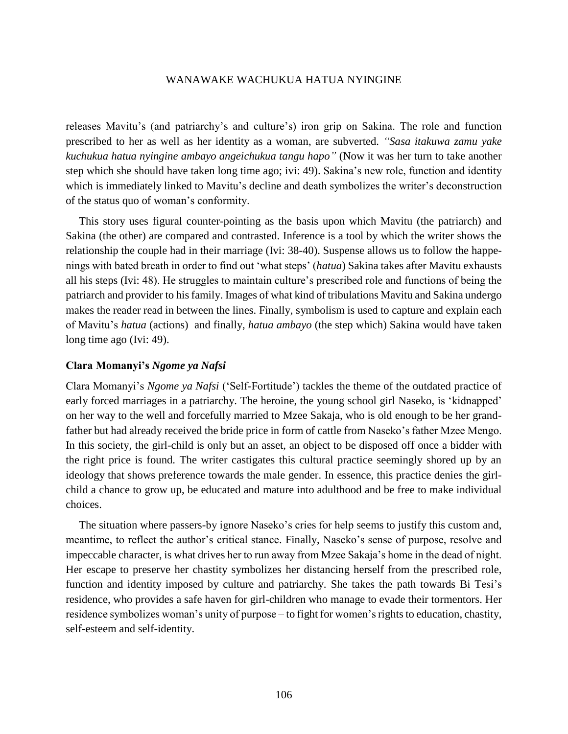releases Mavitu's (and patriarchy's and culture's) iron grip on Sakina. The role and function prescribed to her as well as her identity as a woman, are subverted. *"Sasa itakuwa zamu yake kuchukua hatua nyingine ambayo angeichukua tangu hapo"* (Now it was her turn to take another step which she should have taken long time ago; ivi: 49). Sakina's new role, function and identity which is immediately linked to Mavitu's decline and death symbolizes the writer's deconstruction of the status quo of woman's conformity.

This story uses figural counter-pointing as the basis upon which Mavitu (the patriarch) and Sakina (the other) are compared and contrasted. Inference is a tool by which the writer shows the relationship the couple had in their marriage (Ivi: 38-40). Suspense allows us to follow the happenings with bated breath in order to find out 'what steps' (*hatua*) Sakina takes after Mavitu exhausts all his steps (Ivi: 48). He struggles to maintain culture's prescribed role and functions of being the patriarch and provider to his family. Images of what kind of tribulations Mavitu and Sakina undergo makes the reader read in between the lines. Finally, symbolism is used to capture and explain each of Mavitu's *hatua* (actions) and finally, *hatua ambayo* (the step which) Sakina would have taken long time ago (Ivi: 49).

### Clara Momanyi's *Ngome ya Nafsi*

Clara Momanyi's *Ngome ya Nafsi* ('Self-Fortitude') tackles the theme of the outdated practice of early forced marriages in a patriarchy. The heroine, the young school girl Naseko, is 'kidnapped' on her way to the well and forcefully married to Mzee Sakaja, who is old enough to be her grandfather but had already received the bride price in form of cattle from Naseko's father Mzee Mengo. In this society, the girl-child is only but an asset, an object to be disposed off once a bidder with the right price is found. The writer castigates this cultural practice seemingly shored up by an ideology that shows preference towards the male gender. In essence, this practice denies the girl-child a chance to grow up, be educated and mature into adulthood and be free to make individual choices.

The situation where passers-by ignore Naseko's cries for help seems to justify this custom and, meantime, to reflect the author's critical stance. Finally, Naseko's sense of purpose, resolve and impeccable character, is what drives her to run away from Mzee Sakaja's home in the dead of night. Her escape to preserve her chastity symbolizes her distancing herself from the prescribed role, function and identity imposed by culture and patriarchy. She takes the path towards Bi Tesi's residence, who provides a safe haven for girl-children who manage to evade their tormentors. Her residence symbolizes woman's unity of purpose – to fight for women's rights to education, chastity, self-esteem and self-identity.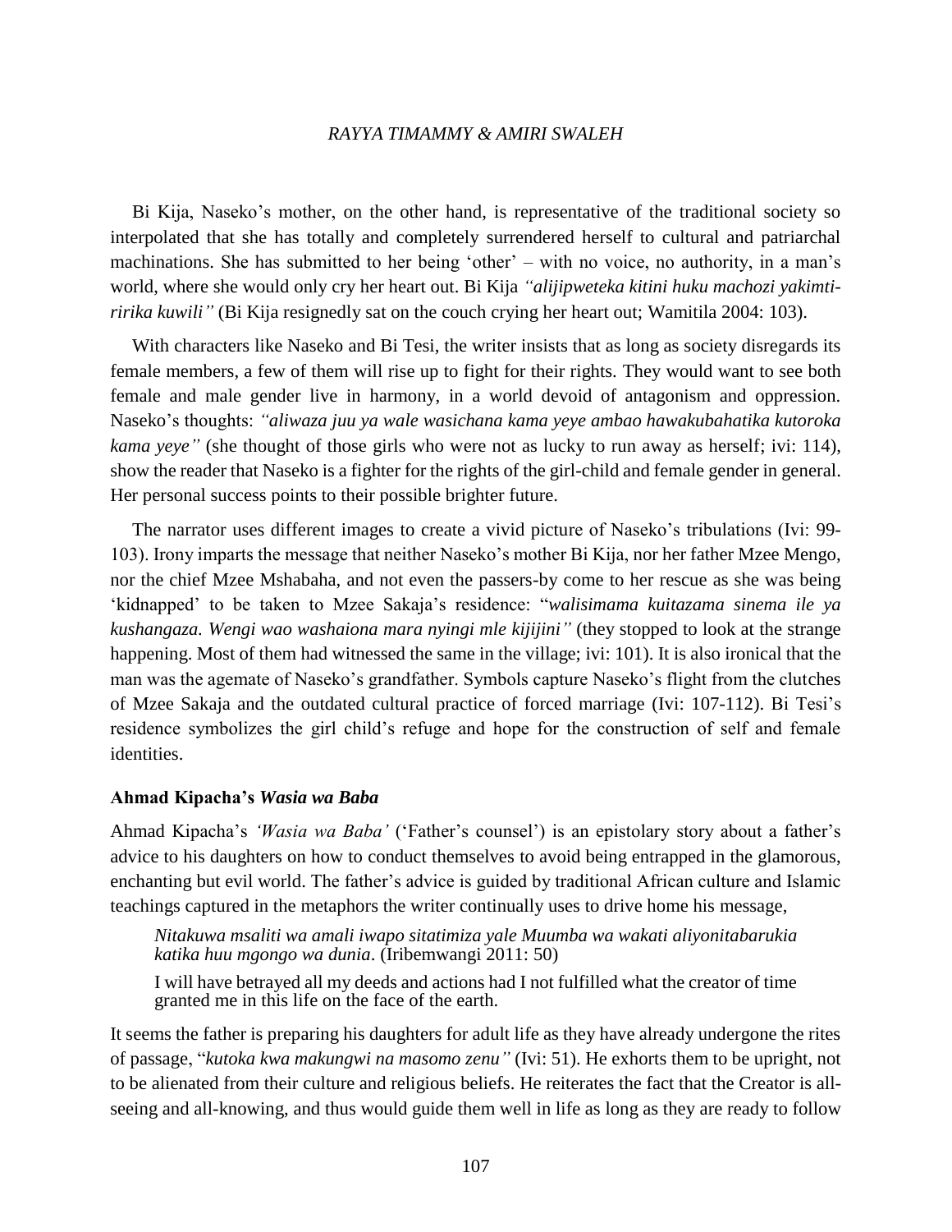Bi Kija, Naseko's mother, on the other hand, is representative of the traditional society so interpolated that she has totally and completely surrendered herself to cultural and patriarchal machinations. She has submitted to her being 'other' – with no voice, no authority, in a man's world, where she would only cry her heart out. Bi Kija *"alijipweteka kitini huku machozi yakimtiririka kuwili"* (Bi Kija resignedly sat on the couch crying her heart out; Wamitila 2004: 103).

With characters like Naseko and Bi Tesi, the writer insists that as long as society disregards its female members, a few of them will rise up to fight for their rights. They would want to see both female and male gender live in harmony, in a world devoid of antagonism and oppression. Naseko's thoughts: *"aliwaza juu ya wale wasichana kama yeye ambao hawakubahatika kutoroka kama yeye"* (she thought of those girls who were not as lucky to run away as herself; ivi: 114), show the reader that Naseko is a fighter for the rights of the girl-child and female gender in general. Her personal success points to their possible brighter future.

The narrator uses different images to create a vivid picture of Naseko's tribulations (Ivi: 99-103). Irony imparts the message that neither Naseko's mother Bi Kija, nor her father Mzee Mengo, nor the chief Mzee Mshabaha, and not even the passers-by come to her rescue as she was being 'kidnapped' to be taken to Mzee Sakaja's residence: "*walisimama kuitazama sinema ile ya kushangaza. Wengi wao washaiona mara nyingi mle kijijini"* (they stopped to look at the strange happening. Most of them had witnessed the same in the village; ivi: 101). It is also ironical that the man was the agemate of Naseko's grandfather. Symbols capture Naseko's flight from the clutches of Mzee Sakaja and the outdated cultural practice of forced marriage (Ivi: 107-112). Bi Tesi's residence symbolizes the girl child's refuge and hope for the construction of self and female identities.

### Ahmad Kipacha's *Wasia wa Baba*

Ahmad Kipacha's *'Wasia wa Baba'* ('Father's counsel') is an epistolary story about a father's advice to his daughters on how to conduct themselves to avoid being entrapped in the glamorous, enchanting but evil world. The father's advice is guided by traditional African culture and Islamic teachings captured in the metaphors the writer continually uses to drive home his message,

> *Nitakuwa msaliti wa amali iwapo sitatimiza yale Muumba wa wakati aliyonitabarukia katika huu mgongo wa dunia*. (Iribemwangi 2011: 50)
>
> I will have betrayed all my deeds and actions had I not fulfilled what the creator of time granted me in this life on the face of the earth.

It seems the father is preparing his daughters for adult life as they have already undergone the rites of passage, "*kutoka kwa makungwi na masomo zenu"* (Ivi: 51). He exhorts them to be upright, not to be alienated from their culture and religious beliefs. He reiterates the fact that the Creator is all-seeing and all-knowing, and thus would guide them well in life as long as they are ready to follow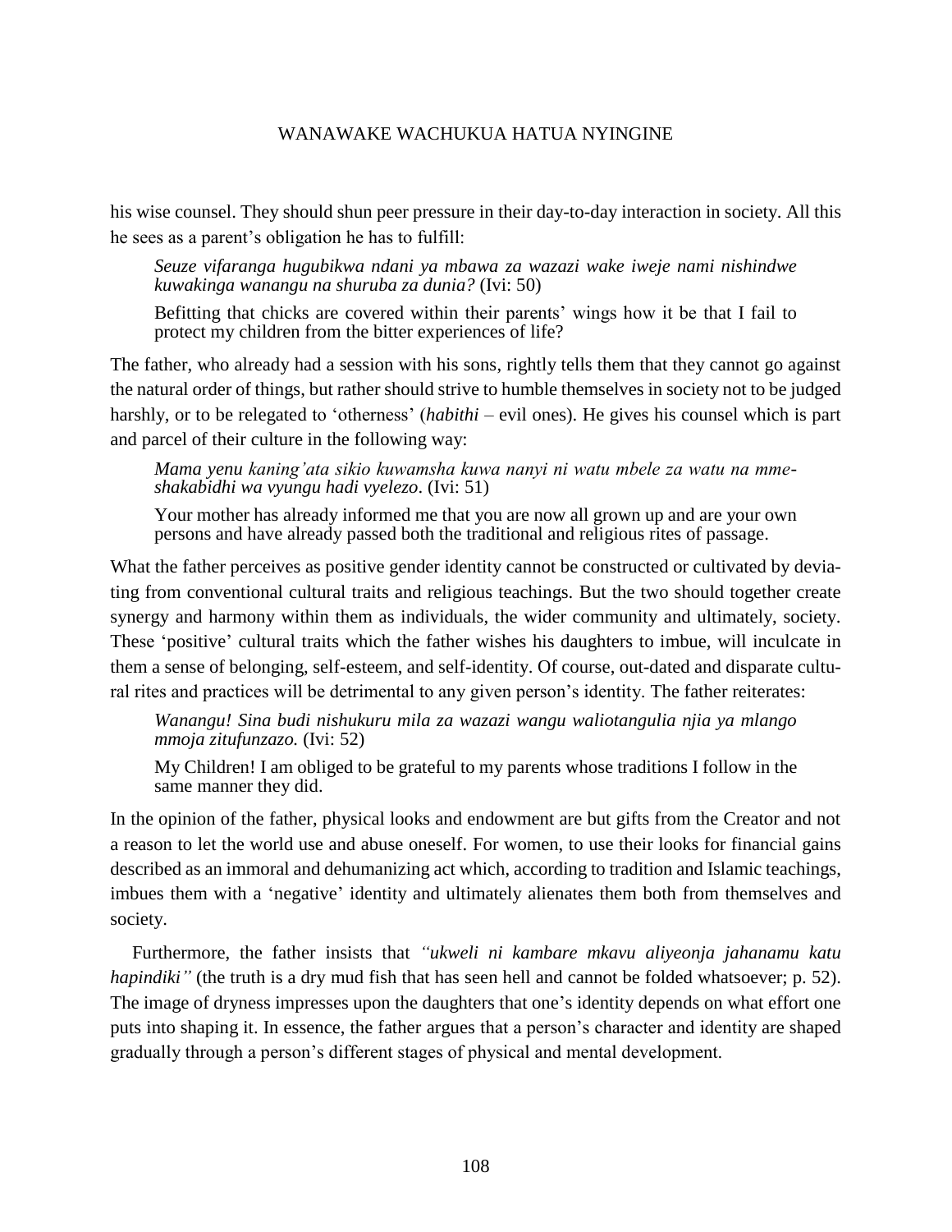his wise counsel. They should shun peer pressure in their day-to-day interaction in society. All this he sees as a parent's obligation he has to fulfill:

> *Seuze vifaranga hugubikwa ndani ya mbawa za wazazi wake iweje nami nishindwe kuwakinga wanangu na shuruba za dunia?* (Ivi: 50)
>
> Befitting that chicks are covered within their parents' wings how it be that I fail to protect my children from the bitter experiences of life?

The father, who already had a session with his sons, rightly tells them that they cannot go against the natural order of things, but rather should strive to humble themselves in society not to be judged harshly, or to be relegated to 'otherness' (*habithi* – evil ones). He gives his counsel which is part and parcel of their culture in the following way:

> *Mama yenu kaning'ata sikio kuwamsha kuwa nanyi ni watu mbele za watu na mme-shakabidhi wa vyungu hadi vyelezo*. (Ivi: 51)
>
> Your mother has already informed me that you are now all grown up and are your own persons and have already passed both the traditional and religious rites of passage.

What the father perceives as positive gender identity cannot be constructed or cultivated by deviating from conventional cultural traits and religious teachings. But the two should together create synergy and harmony within them as individuals, the wider community and ultimately, society. These 'positive' cultural traits which the father wishes his daughters to imbue, will inculcate in them a sense of belonging, self-esteem, and self-identity. Of course, out-dated and disparate cultural rites and practices will be detrimental to any given person's identity. The father reiterates:

> *Wanangu! Sina budi nishukuru mila za wazazi wangu waliotangulia njia ya mlango mmoja zitufunzazo.* (Ivi: 52)
>
> My Children! I am obliged to be grateful to my parents whose traditions I follow in the same manner they did.

In the opinion of the father, physical looks and endowment are but gifts from the Creator and not a reason to let the world use and abuse oneself. For women, to use their looks for financial gains described as an immoral and dehumanizing act which, according to tradition and Islamic teachings, imbues them with a 'negative' identity and ultimately alienates them both from themselves and society.

Furthermore, the father insists that *"ukweli ni kambare mkavu aliyeonja jahanamu katu hapindiki"* (the truth is a dry mud fish that has seen hell and cannot be folded whatsoever; p. 52). The image of dryness impresses upon the daughters that one's identity depends on what effort one puts into shaping it. In essence, the father argues that a person's character and identity are shaped gradually through a person's different stages of physical and mental development.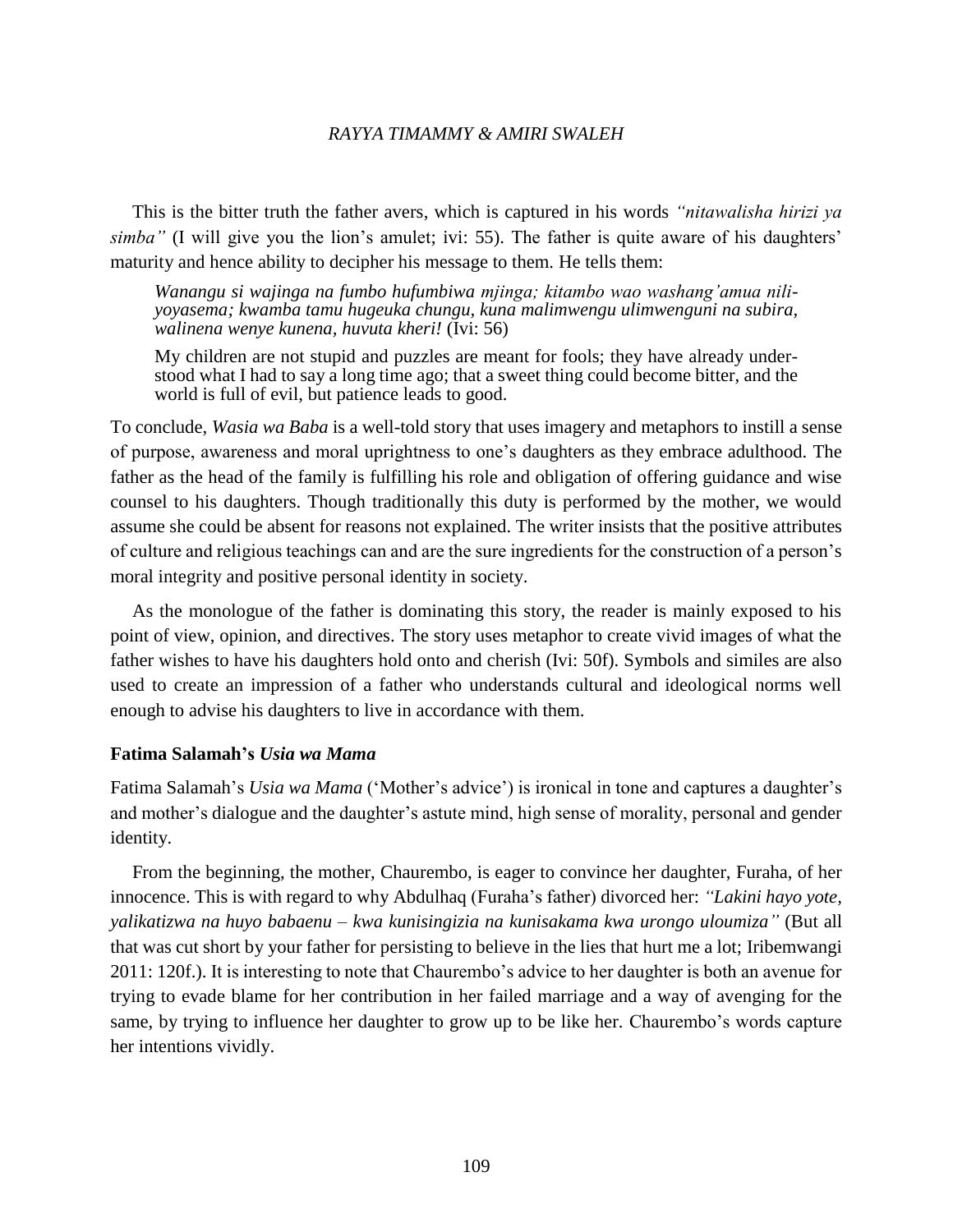This is the bitter truth the father avers, which is captured in his words *"nitawalisha hirizi ya simba"* (I will give you the lion's amulet; ivi: 55). The father is quite aware of his daughters' maturity and hence ability to decipher his message to them. He tells them:

> *Wanangu si wajinga na fumbo hufumbiwa mjinga; kitambo wao washang'amua nili-yoyasema; kwamba tamu hugeuka chungu, kuna malimwengu ulimwenguni na subira, walinena wenye kunena, huvuta kheri!* (Ivi: 56)
>
> My children are not stupid and puzzles are meant for fools; they have already under-stood what I had to say a long time ago; that a sweet thing could become bitter, and the world is full of evil, but patience leads to good.

To conclude, *Wasia wa Baba* is a well-told story that uses imagery and metaphors to instill a sense of purpose, awareness and moral uprightness to one's daughters as they embrace adulthood. The father as the head of the family is fulfilling his role and obligation of offering guidance and wise counsel to his daughters. Though traditionally this duty is performed by the mother, we would assume she could be absent for reasons not explained. The writer insists that the positive attributes of culture and religious teachings can and are the sure ingredients for the construction of a person's moral integrity and positive personal identity in society.

As the monologue of the father is dominating this story, the reader is mainly exposed to his point of view, opinion, and directives. The story uses metaphor to create vivid images of what the father wishes to have his daughters hold onto and cherish (Ivi: 50f). Symbols and similes are also used to create an impression of a father who understands cultural and ideological norms well enough to advise his daughters to live in accordance with them.

### Fatima Salamah's *Usia wa Mama*

Fatima Salamah's *Usia wa Mama* ('Mother's advice') is ironical in tone and captures a daughter's and mother's dialogue and the daughter's astute mind, high sense of morality, personal and gender identity.

From the beginning, the mother, Chaurembo, is eager to convince her daughter, Furaha, of her innocence. This is with regard to why Abdulhaq (Furaha's father) divorced her: *"Lakini hayo yote, yalikatizwa na huyo babaenu – kwa kunisingizia na kunisakama kwa urongo uloumiza"* (But all that was cut short by your father for persisting to believe in the lies that hurt me a lot; Iribemwangi 2011: 120f.). It is interesting to note that Chaurembo's advice to her daughter is both an avenue for trying to evade blame for her contribution in her failed marriage and a way of avenging for the same, by trying to influence her daughter to grow up to be like her. Chaurembo's words capture her intentions vividly.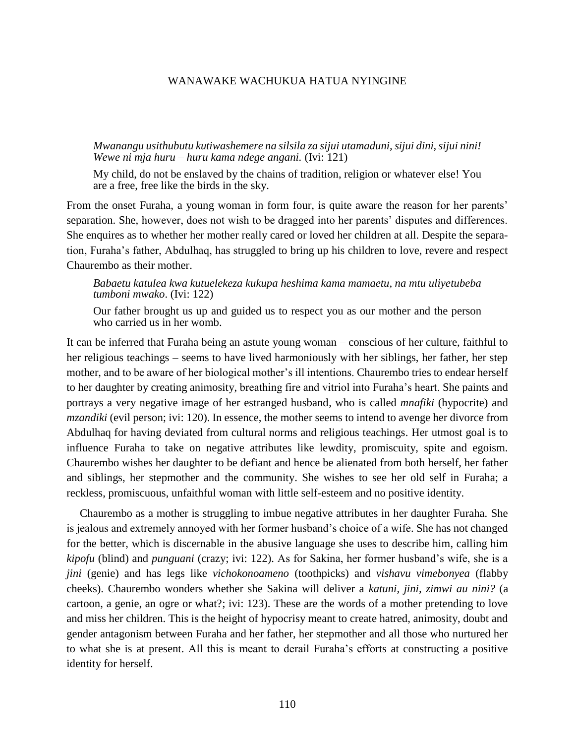*Mwanangu usithubutu kutiwashemere na silsila za sijui utamaduni, sijui dini, sijui nini! Wewe ni mja huru – huru kama ndege angani.* (Ivi: 121)

> My child, do not be enslaved by the chains of tradition, religion or whatever else! You are a free, free like the birds in the sky.

From the onset Furaha, a young woman in form four, is quite aware the reason for her parents' separation. She, however, does not wish to be dragged into her parents' disputes and differences. She enquires as to whether her mother really cared or loved her children at all. Despite the separation, Furaha's father, Abdulhaq, has struggled to bring up his children to love, revere and respect Chaurembo as their mother.

> *Babaetu katulea kwa kutuelekeza kukupa heshima kama mamaetu, na mtu uliyetubeba tumboni mwako*. (Ivi: 122)
>
> Our father brought us up and guided us to respect you as our mother and the person who carried us in her womb.

It can be inferred that Furaha being an astute young woman – conscious of her culture, faithful to her religious teachings – seems to have lived harmoniously with her siblings, her father, her step mother, and to be aware of her biological mother's ill intentions. Chaurembo tries to endear herself to her daughter by creating animosity, breathing fire and vitriol into Furaha's heart. She paints and portrays a very negative image of her estranged husband, who is called *mnafiki* (hypocrite) and *mzandiki* (evil person; ivi: 120). In essence, the mother seems to intend to avenge her divorce from Abdulhaq for having deviated from cultural norms and religious teachings. Her utmost goal is to influence Furaha to take on negative attributes like lewdity, promiscuity, spite and egoism. Chaurembo wishes her daughter to be defiant and hence be alienated from both herself, her father and siblings, her stepmother and the community. She wishes to see her old self in Furaha; a reckless, promiscuous, unfaithful woman with little self-esteem and no positive identity.

Chaurembo as a mother is struggling to imbue negative attributes in her daughter Furaha. She is jealous and extremely annoyed with her former husband's choice of a wife. She has not changed for the better, which is discernable in the abusive language she uses to describe him, calling him *kipofu* (blind) and *punguani* (crazy; ivi: 122). As for Sakina, her former husband's wife, she is a *jini* (genie) and has legs like *vichokonoameno* (toothpicks) and *vishavu vimebonyea* (flabby cheeks). Chaurembo wonders whether she Sakina will deliver a *katuni, jini, zimwi au nini?* (a cartoon, a genie, an ogre or what?; ivi: 123). These are the words of a mother pretending to love and miss her children. This is the height of hypocrisy meant to create hatred, animosity, doubt and gender antagonism between Furaha and her father, her stepmother and all those who nurtured her to what she is at present. All this is meant to derail Furaha's efforts at constructing a positive identity for herself.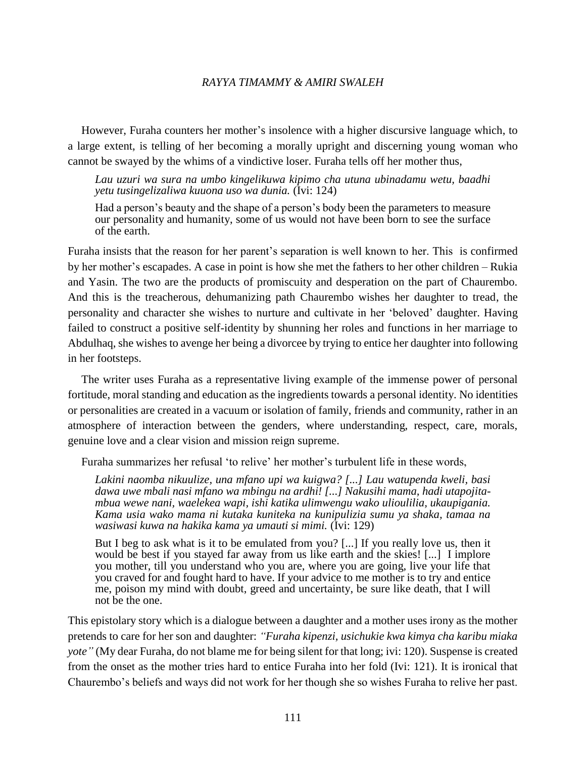However, Furaha counters her mother's insolence with a higher discursive language which, to a large extent, is telling of her becoming a morally upright and discerning young woman who cannot be swayed by the whims of a vindictive loser. Furaha tells off her mother thus,

> *Lau uzuri wa sura na umbo kingelikuwa kipimo cha utuna ubinadamu wetu, baadhi yetu tusingelizaliwa kuuona uso wa dunia.* (Ivi: 124)
>
> Had a person's beauty and the shape of a person's body been the parameters to measure our personality and humanity, some of us would not have been born to see the surface of the earth.

Furaha insists that the reason for her parent's separation is well known to her. This is confirmed by her mother's escapades. A case in point is how she met the fathers to her other children – Rukia and Yasin. The two are the products of promiscuity and desperation on the part of Chaurembo. And this is the treacherous, dehumanizing path Chaurembo wishes her daughter to tread, the personality and character she wishes to nurture and cultivate in her 'beloved' daughter. Having failed to construct a positive self-identity by shunning her roles and functions in her marriage to Abdulhaq, she wishes to avenge her being a divorcee by trying to entice her daughter into following in her footsteps.

The writer uses Furaha as a representative living example of the immense power of personal fortitude, moral standing and education as the ingredients towards a personal identity. No identities or personalities are created in a vacuum or isolation of family, friends and community, rather in an atmosphere of interaction between the genders, where understanding, respect, care, morals, genuine love and a clear vision and mission reign supreme.

Furaha summarizes her refusal 'to relive' her mother's turbulent life in these words,

> *Lakini naomba nikuulize, una mfano upi wa kuigwa? [...] Lau watupenda kweli, basi dawa uwe mbali nasi mfano wa mbingu na ardhi! [...] Nakusihi mama, hadi utapojitambua wewe nani, waelekea wapi, ishi katika ulimwengu wako ulioulilia, ukaupigania. Kama usia wako mama ni kutaka kuniteka na kunipulizia sumu ya shaka, tamaa na wasiwasi kuwa na hakika kama ya umauti si mimi.* (Ivi: 129)
>
> But I beg to ask what is it to be emulated from you? [...] If you really love us, then it would be best if you stayed far away from us like earth and the skies! [...] I implore you mother, till you understand who you are, where you are going, live your life that you craved for and fought hard to have. If your advice to me mother is to try and entice me, poison my mind with doubt, greed and uncertainty, be sure like death, that I will not be the one.

This epistolary story which is a dialogue between a daughter and a mother uses irony as the mother pretends to care for her son and daughter: *"Furaha kipenzi, usichukie kwa kimya cha karibu miaka yote"* (My dear Furaha, do not blame me for being silent for that long; ivi: 120). Suspense is created from the onset as the mother tries hard to entice Furaha into her fold (Ivi: 121). It is ironical that Chaurembo's beliefs and ways did not work for her though she so wishes Furaha to relive her past.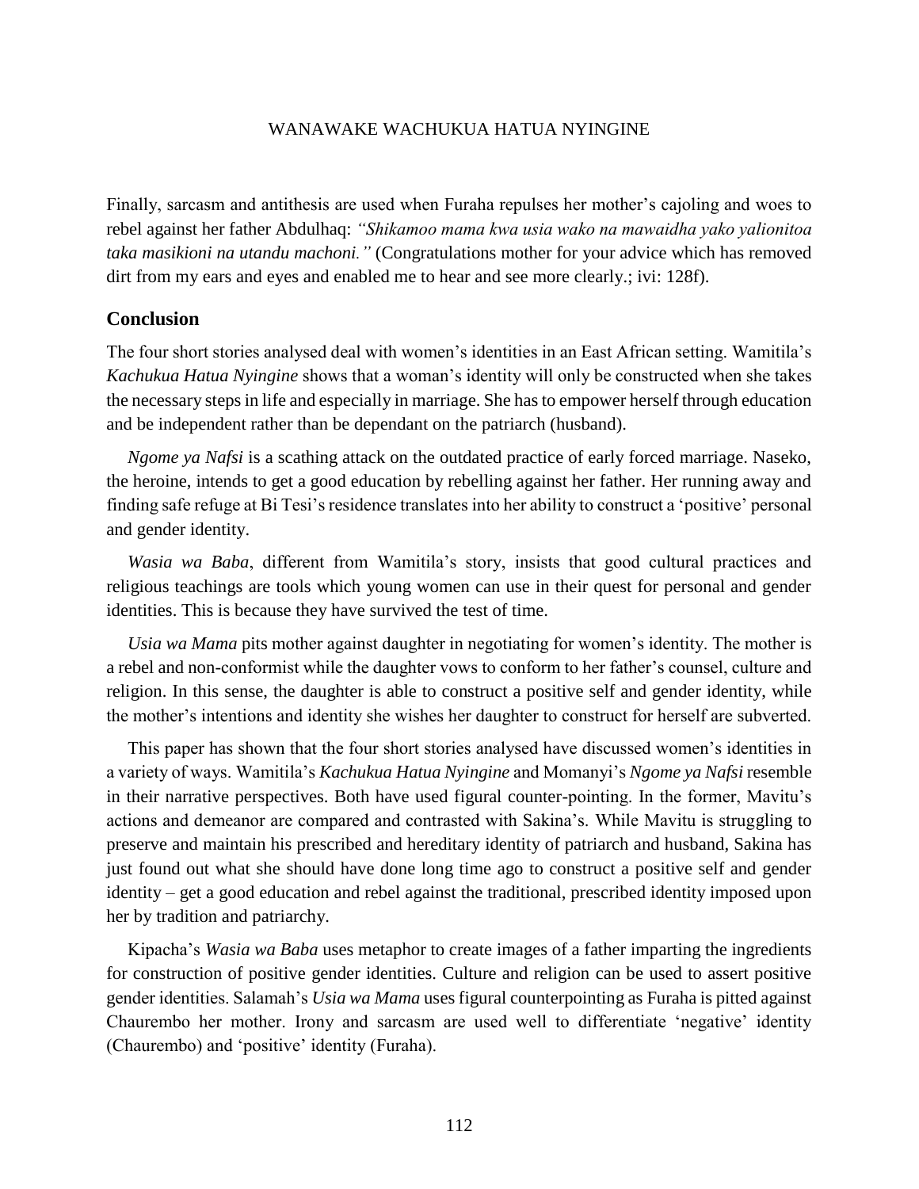Finally, sarcasm and antithesis are used when Furaha repulses her mother's cajoling and woes to rebel against her father Abdulhaq: *"Shikamoo mama kwa usia wako na mawaidha yako yalionitoa taka masikioni na utandu machoni."* (Congratulations mother for your advice which has removed dirt from my ears and eyes and enabled me to hear and see more clearly.; ivi: 128f).

## Conclusion

The four short stories analysed deal with women's identities in an East African setting. Wamitila's *Kachukua Hatua Nyingine* shows that a woman's identity will only be constructed when she takes the necessary steps in life and especially in marriage. She has to empower herself through education and be independent rather than be dependant on the patriarch (husband).

*Ngome ya Nafsi* is a scathing attack on the outdated practice of early forced marriage. Naseko, the heroine, intends to get a good education by rebelling against her father. Her running away and finding safe refuge at Bi Tesi's residence translates into her ability to construct a 'positive' personal and gender identity.

*Wasia wa Baba*, different from Wamitila's story, insists that good cultural practices and religious teachings are tools which young women can use in their quest for personal and gender identities. This is because they have survived the test of time.

*Usia wa Mama* pits mother against daughter in negotiating for women's identity. The mother is a rebel and non-conformist while the daughter vows to conform to her father's counsel, culture and religion. In this sense, the daughter is able to construct a positive self and gender identity, while the mother's intentions and identity she wishes her daughter to construct for herself are subverted.

This paper has shown that the four short stories analysed have discussed women's identities in a variety of ways. Wamitila's *Kachukua Hatua Nyingine* and Momanyi's *Ngome ya Nafsi* resemble in their narrative perspectives. Both have used figural counter-pointing. In the former, Mavitu's actions and demeanor are compared and contrasted with Sakina's. While Mavitu is struggling to preserve and maintain his prescribed and hereditary identity of patriarch and husband, Sakina has just found out what she should have done long time ago to construct a positive self and gender identity – get a good education and rebel against the traditional, prescribed identity imposed upon her by tradition and patriarchy.

Kipacha's *Wasia wa Baba* uses metaphor to create images of a father imparting the ingredients for construction of positive gender identities. Culture and religion can be used to assert positive gender identities. Salamah's *Usia wa Mama* uses figural counterpointing as Furaha is pitted against Chaurembo her mother. Irony and sarcasm are used well to differentiate 'negative' identity (Chaurembo) and 'positive' identity (Furaha).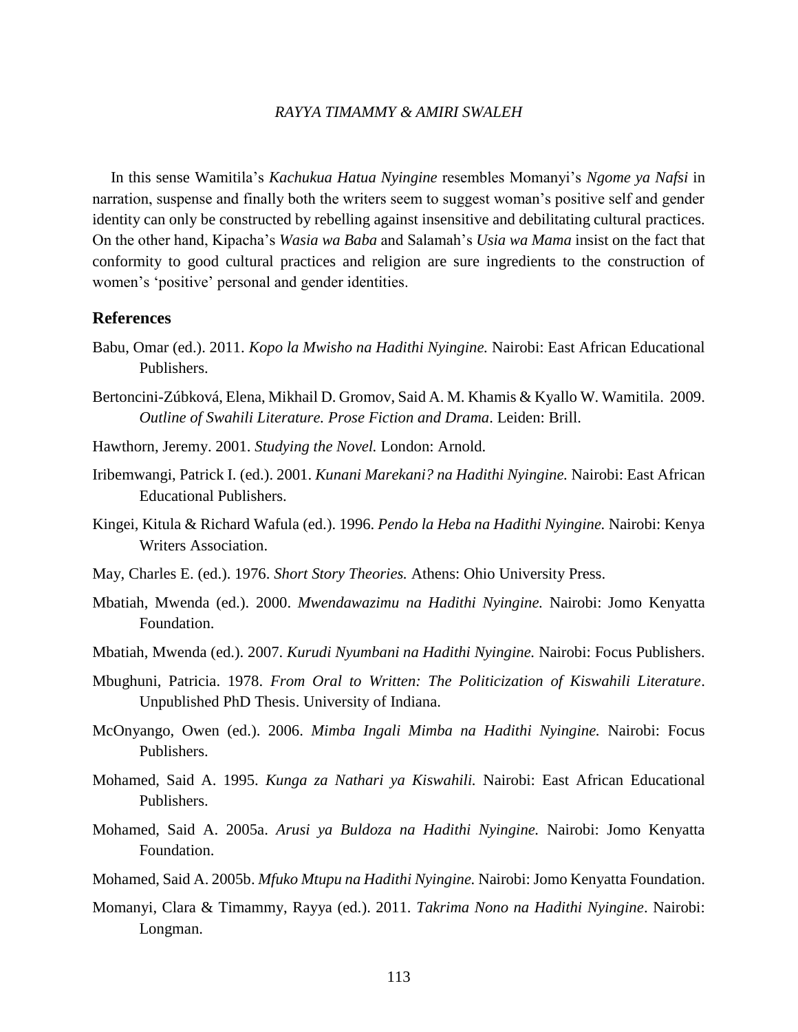In this sense Wamitila's *Kachukua Hatua Nyingine* resembles Momanyi's *Ngome ya Nafsi* in narration, suspense and finally both the writers seem to suggest woman's positive self and gender identity can only be constructed by rebelling against insensitive and debilitating cultural practices. On the other hand, Kipacha's *Wasia wa Baba* and Salamah's *Usia wa Mama* insist on the fact that conformity to good cultural practices and religion are sure ingredients to the construction of women's 'positive' personal and gender identities.

## References

Babu, Omar (ed.). 2011. *Kopo la Mwisho na Hadithi Nyingine.* Nairobi: East African Educational Publishers.

Bertoncini-Zúbková, Elena, Mikhail D. Gromov, Said A. M. Khamis & Kyallo W. Wamitila. 2009. *Outline of Swahili Literature. Prose Fiction and Drama*. Leiden: Brill.

Hawthorn, Jeremy. 2001. *Studying the Novel.* London: Arnold.

Iribemwangi, Patrick I. (ed.). 2001. *Kunani Marekani? na Hadithi Nyingine.* Nairobi: East African Educational Publishers.

Kingei, Kitula & Richard Wafula (ed.). 1996. *Pendo la Heba na Hadithi Nyingine.* Nairobi: Kenya Writers Association.

May, Charles E. (ed.). 1976. *Short Story Theories.* Athens: Ohio University Press.

Mbatiah, Mwenda (ed.). 2000. *Mwendawazimu na Hadithi Nyingine.* Nairobi: Jomo Kenyatta Foundation.

Mbatiah, Mwenda (ed.). 2007. *Kurudi Nyumbani na Hadithi Nyingine.* Nairobi: Focus Publishers.

Mbughuni, Patricia. 1978. *From Oral to Written: The Politicization of Kiswahili Literature*. Unpublished PhD Thesis. University of Indiana.

McOnyango, Owen (ed.). 2006. *Mimba Ingali Mimba na Hadithi Nyingine.* Nairobi: Focus Publishers.

Mohamed, Said A. 1995. *Kunga za Nathari ya Kiswahili.* Nairobi: East African Educational Publishers.

Mohamed, Said A. 2005a. *Arusi ya Buldoza na Hadithi Nyingine.* Nairobi: Jomo Kenyatta Foundation.

Mohamed, Said A. 2005b. *Mfuko Mtupu na Hadithi Nyingine.* Nairobi: Jomo Kenyatta Foundation.

Momanyi, Clara & Timammy, Rayya (ed.). 2011. *Takrima Nono na Hadithi Nyingine*. Nairobi: Longman.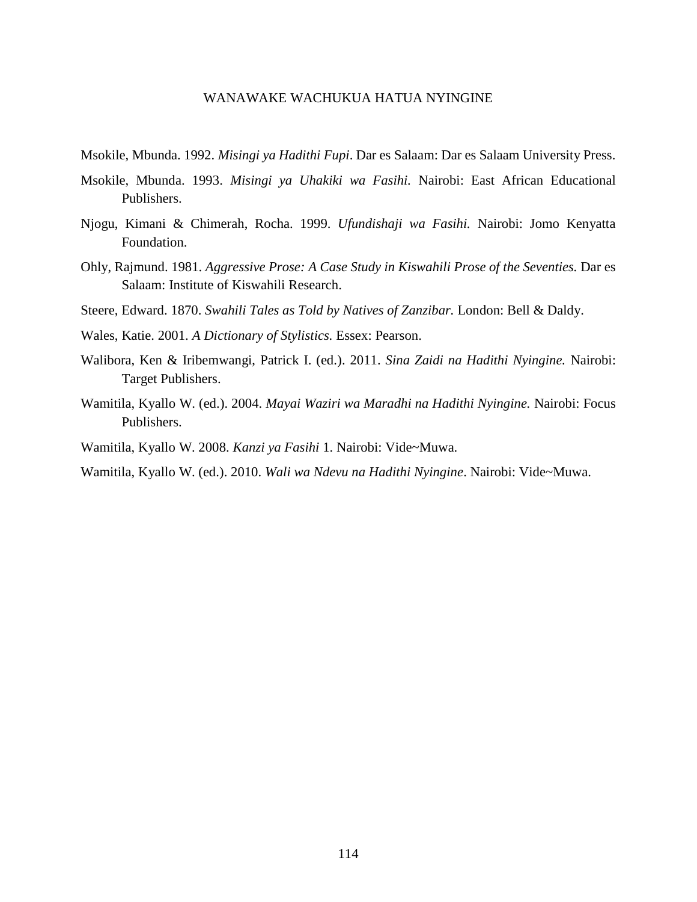Msokile, Mbunda. 1992. *Misingi ya Hadithi Fupi*. Dar es Salaam: Dar es Salaam University Press.

Msokile, Mbunda. 1993. *Misingi ya Uhakiki wa Fasihi.* Nairobi: East African Educational Publishers.

Njogu, Kimani & Chimerah, Rocha. 1999. *Ufundishaji wa Fasihi.* Nairobi: Jomo Kenyatta Foundation.

Ohly, Rajmund. 1981. *Aggressive Prose: A Case Study in Kiswahili Prose of the Seventies.* Dar es Salaam: Institute of Kiswahili Research.

Steere, Edward. 1870. *Swahili Tales as Told by Natives of Zanzibar.* London: Bell & Daldy.

Wales, Katie. 2001. *A Dictionary of Stylistics.* Essex: Pearson.

Walibora, Ken & Iribemwangi, Patrick I. (ed.). 2011. *Sina Zaidi na Hadithi Nyingine.* Nairobi: Target Publishers.

Wamitila, Kyallo W. (ed.). 2004. *Mayai Waziri wa Maradhi na Hadithi Nyingine.* Nairobi: Focus Publishers.

Wamitila, Kyallo W. 2008. *Kanzi ya Fasihi* 1. Nairobi: Vide~Muwa.

Wamitila, Kyallo W. (ed.). 2010. *Wali wa Ndevu na Hadithi Nyingine*. Nairobi: Vide~Muwa.